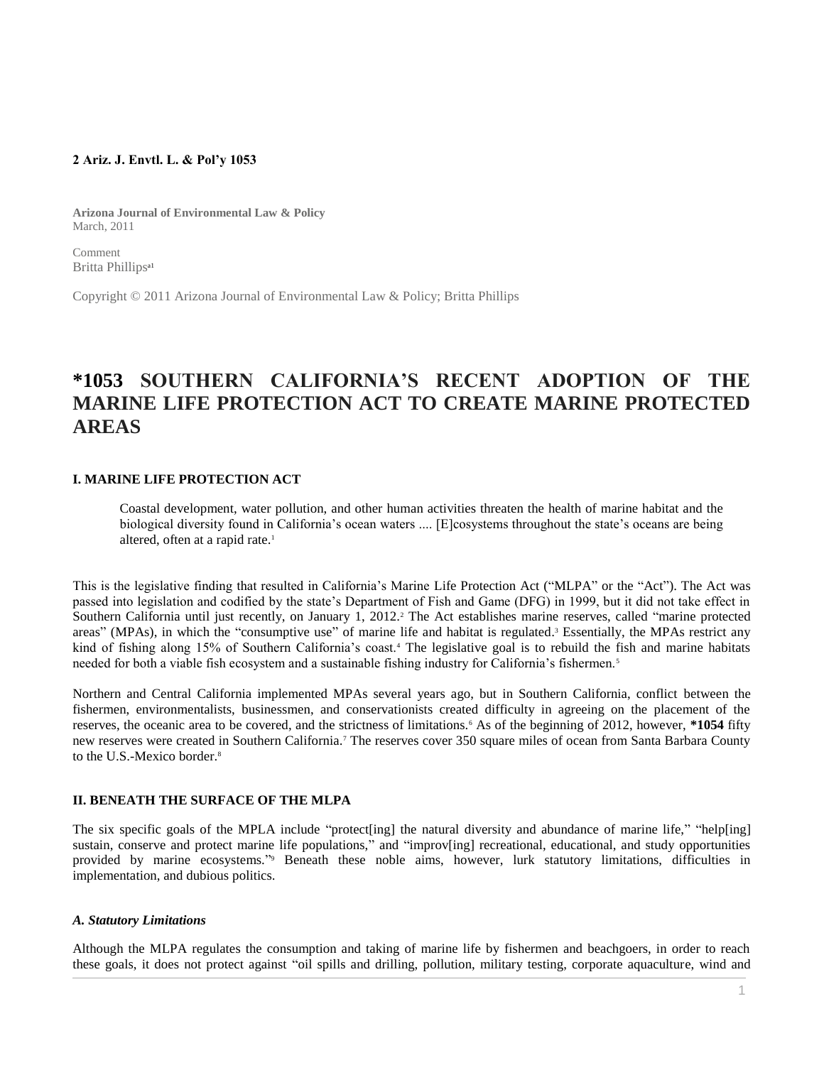**2 Ariz. J. Envtl. L. & Pol'y 1053**

**Arizona Journal of Environmental Law & Policy**
March, 2011

Comment
Britta Phillips[a1]

Copyright © 2011 Arizona Journal of Environmental Law & Policy; Britta Phillips

# *1053 SOUTHERN CALIFORNIA'S RECENT ADOPTION OF THE MARINE LIFE PROTECTION ACT TO CREATE MARINE PROTECTED AREAS

### I. MARINE LIFE PROTECTION ACT

> Coastal development, water pollution, and other human activities threaten the health of marine habitat and the biological diversity found in California's ocean waters .... [E]cosystems throughout the state's oceans are being altered, often at a rapid rate.[1]

This is the legislative finding that resulted in California's Marine Life Protection Act ("MLPA" or the "Act"). The Act was passed into legislation and codified by the state's Department of Fish and Game (DFG) in 1999, but it did not take effect in Southern California until just recently, on January 1, 2012.[2] The Act establishes marine reserves, called "marine protected areas" (MPAs), in which the "consumptive use" of marine life and habitat is regulated.[3] Essentially, the MPAs restrict any kind of fishing along 15% of Southern California's coast.[4] The legislative goal is to rebuild the fish and marine habitats needed for both a viable fish ecosystem and a sustainable fishing industry for California's fishermen.[5]

Northern and Central California implemented MPAs several years ago, but in Southern California, conflict between the fishermen, environmentalists, businessmen, and conservationists created difficulty in agreeing on the placement of the reserves, the oceanic area to be covered, and the strictness of limitations.[6] As of the beginning of 2012, however, **\*1054** fifty new reserves were created in Southern California.[7] The reserves cover 350 square miles of ocean from Santa Barbara County to the U.S.-Mexico border.[8]

### II. BENEATH THE SURFACE OF THE MLPA

The six specific goals of the MPLA include "protect[ing] the natural diversity and abundance of marine life," "help[ing] sustain, conserve and protect marine life populations," and "improv[ing] recreational, educational, and study opportunities provided by marine ecosystems."[9] Beneath these noble aims, however, lurk statutory limitations, difficulties in implementation, and dubious politics.

#### *A. Statutory Limitations*

Although the MLPA regulates the consumption and taking of marine life by fishermen and beachgoers, in order to reach these goals, it does not protect against "oil spills and drilling, pollution, military testing, corporate aquaculture, wind and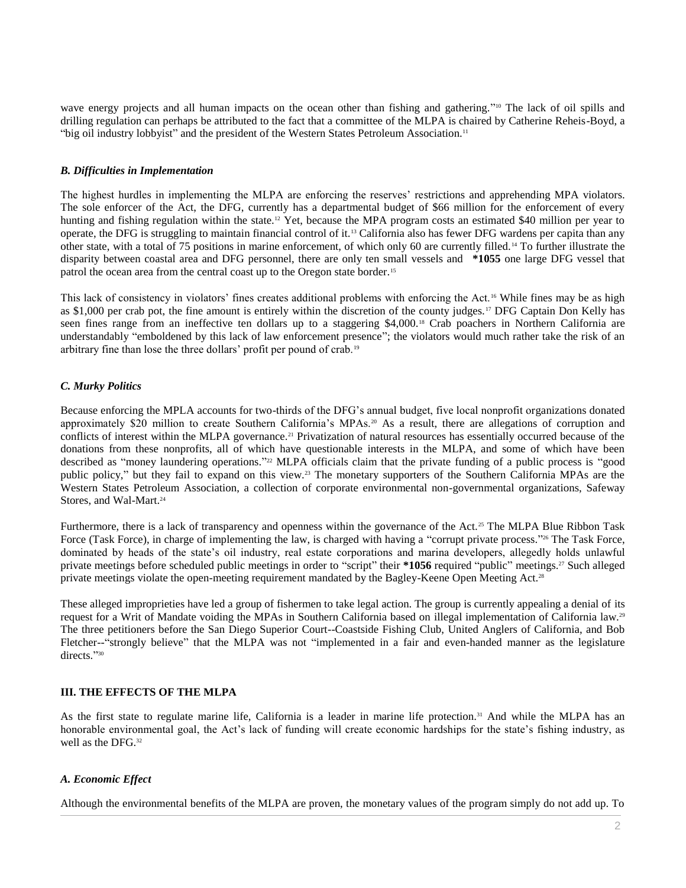wave energy projects and all human impacts on the ocean other than fishing and gathering."[10] The lack of oil spills and drilling regulation can perhaps be attributed to the fact that a committee of the MLPA is chaired by Catherine Reheis-Boyd, a "big oil industry lobbyist" and the president of the Western States Petroleum Association.[11]

### *B. Difficulties in Implementation*

The highest hurdles in implementing the MLPA are enforcing the reserves' restrictions and apprehending MPA violators. The sole enforcer of the Act, the DFG, currently has a departmental budget of $66 million for the enforcement of every hunting and fishing regulation within the state.[12] Yet, because the MPA program costs an estimated $40 million per year to operate, the DFG is struggling to maintain financial control of it.[13] California also has fewer DFG wardens per capita than any other state, with a total of 75 positions in marine enforcement, of which only 60 are currently filled.[14] To further illustrate the disparity between coastal area and DFG personnel, there are only ten small vessels and **\*1055** one large DFG vessel that patrol the ocean area from the central coast up to the Oregon state border.[15]

This lack of consistency in violators' fines creates additional problems with enforcing the Act.[16] While fines may be as high as $1,000 per crab pot, the fine amount is entirely within the discretion of the county judges.[17] DFG Captain Don Kelly has seen fines range from an ineffective ten dollars up to a staggering $4,000.[18] Crab poachers in Northern California are understandably "emboldened by this lack of law enforcement presence"; the violators would much rather take the risk of an arbitrary fine than lose the three dollars' profit per pound of crab.[19]

### *C. Murky Politics*

Because enforcing the MPLA accounts for two-thirds of the DFG's annual budget, five local nonprofit organizations donated approximately $20 million to create Southern California's MPAs.[20] As a result, there are allegations of corruption and conflicts of interest within the MLPA governance.[21] Privatization of natural resources has essentially occurred because of the donations from these nonprofits, all of which have questionable interests in the MLPA, and some of which have been described as "money laundering operations."[22] MLPA officials claim that the private funding of a public process is "good public policy," but they fail to expand on this view.[23] The monetary supporters of the Southern California MPAs are the Western States Petroleum Association, a collection of corporate environmental non-governmental organizations, Safeway Stores, and Wal-Mart.[24]

Furthermore, there is a lack of transparency and openness within the governance of the Act.[25] The MLPA Blue Ribbon Task Force (Task Force), in charge of implementing the law, is charged with having a "corrupt private process."[26] The Task Force, dominated by heads of the state's oil industry, real estate corporations and marina developers, allegedly holds unlawful private meetings before scheduled public meetings in order to "script" their **\*1056** required "public" meetings.[27] Such alleged private meetings violate the open-meeting requirement mandated by the Bagley-Keene Open Meeting Act.[28]

These alleged improprieties have led a group of fishermen to take legal action. The group is currently appealing a denial of its request for a Writ of Mandate voiding the MPAs in Southern California based on illegal implementation of California law.[29] The three petitioners before the San Diego Superior Court--Coastside Fishing Club, United Anglers of California, and Bob Fletcher--"strongly believe" that the MLPA was not "implemented in a fair and even-handed manner as the legislature directs."[30]

## III. THE EFFECTS OF THE MLPA

As the first state to regulate marine life, California is a leader in marine life protection.[31] And while the MLPA has an honorable environmental goal, the Act's lack of funding will create economic hardships for the state's fishing industry, as well as the DFG.[32]

### *A. Economic Effect*

Although the environmental benefits of the MLPA are proven, the monetary values of the program simply do not add up. To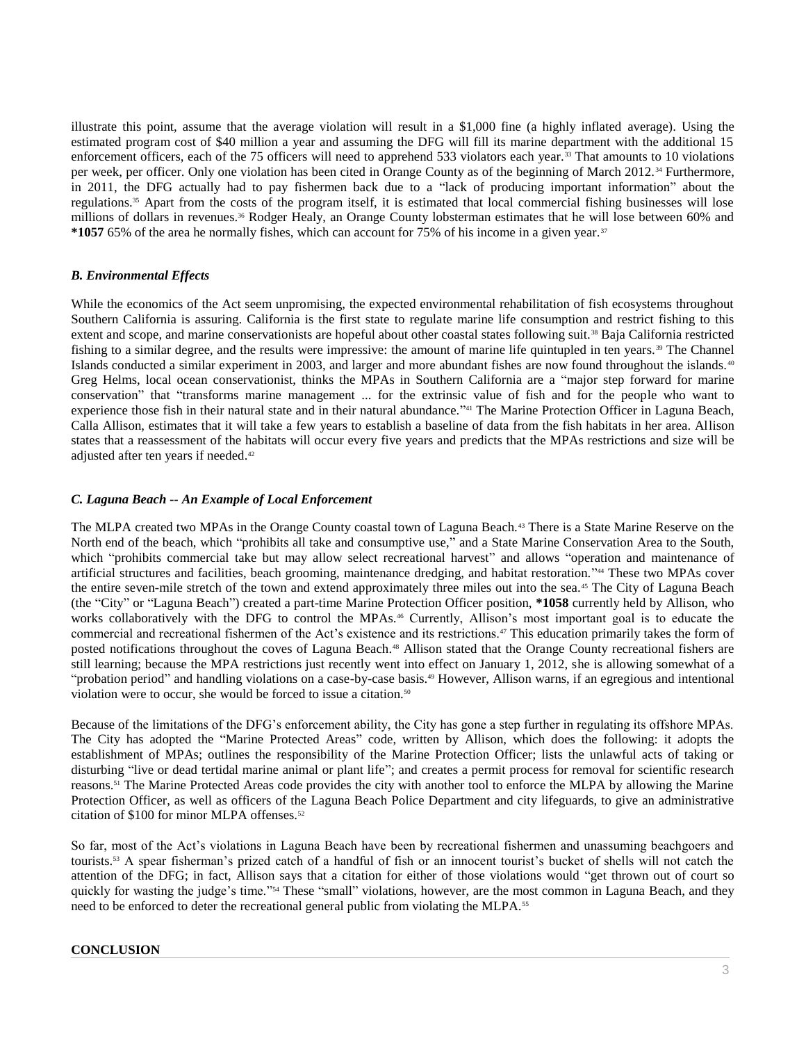illustrate this point, assume that the average violation will result in a $1,000 fine (a highly inflated average). Using the estimated program cost of $40 million a year and assuming the DFG will fill its marine department with the additional 15 enforcement officers, each of the 75 officers will need to apprehend 533 violators each year.[33] That amounts to 10 violations per week, per officer. Only one violation has been cited in Orange County as of the beginning of March 2012.[34] Furthermore, in 2011, the DFG actually had to pay fishermen back due to a "lack of producing important information" about the regulations.[35] Apart from the costs of the program itself, it is estimated that local commercial fishing businesses will lose millions of dollars in revenues.[36] Rodger Healy, an Orange County lobsterman estimates that he will lose between 60% and **\*1057** 65% of the area he normally fishes, which can account for 75% of his income in a given year.[37]

### *B. Environmental Effects*

While the economics of the Act seem unpromising, the expected environmental rehabilitation of fish ecosystems throughout Southern California is assuring. California is the first state to regulate marine life consumption and restrict fishing to this extent and scope, and marine conservationists are hopeful about other coastal states following suit.[38] Baja California restricted fishing to a similar degree, and the results were impressive: the amount of marine life quintupled in ten years.[39] The Channel Islands conducted a similar experiment in 2003, and larger and more abundant fishes are now found throughout the islands.[40] Greg Helms, local ocean conservationist, thinks the MPAs in Southern California are a "major step forward for marine conservation" that "transforms marine management ... for the extrinsic value of fish and for the people who want to experience those fish in their natural state and in their natural abundance."[41] The Marine Protection Officer in Laguna Beach, Calla Allison, estimates that it will take a few years to establish a baseline of data from the fish habitats in her area. Allison states that a reassessment of the habitats will occur every five years and predicts that the MPAs restrictions and size will be adjusted after ten years if needed.[42]

### *C. Laguna Beach -- An Example of Local Enforcement*

The MLPA created two MPAs in the Orange County coastal town of Laguna Beach.[43] There is a State Marine Reserve on the North end of the beach, which "prohibits all take and consumptive use," and a State Marine Conservation Area to the South, which "prohibits commercial take but may allow select recreational harvest" and allows "operation and maintenance of artificial structures and facilities, beach grooming, maintenance dredging, and habitat restoration."[44] These two MPAs cover the entire seven-mile stretch of the town and extend approximately three miles out into the sea.[45] The City of Laguna Beach (the "City" or "Laguna Beach") created a part-time Marine Protection Officer position, **\*1058** currently held by Allison, who works collaboratively with the DFG to control the MPAs.[46] Currently, Allison's most important goal is to educate the commercial and recreational fishermen of the Act's existence and its restrictions.[47] This education primarily takes the form of posted notifications throughout the coves of Laguna Beach.[48] Allison stated that the Orange County recreational fishers are still learning; because the MPA restrictions just recently went into effect on January 1, 2012, she is allowing somewhat of a "probation period" and handling violations on a case-by-case basis.[49] However, Allison warns, if an egregious and intentional violation were to occur, she would be forced to issue a citation.[50]

Because of the limitations of the DFG's enforcement ability, the City has gone a step further in regulating its offshore MPAs. The City has adopted the "Marine Protected Areas" code, written by Allison, which does the following: it adopts the establishment of MPAs; outlines the responsibility of the Marine Protection Officer; lists the unlawful acts of taking or disturbing "live or dead tertidal marine animal or plant life"; and creates a permit process for removal for scientific research reasons.[51] The Marine Protected Areas code provides the city with another tool to enforce the MLPA by allowing the Marine Protection Officer, as well as officers of the Laguna Beach Police Department and city lifeguards, to give an administrative citation of $100 for minor MLPA offenses.[52]

So far, most of the Act's violations in Laguna Beach have been by recreational fishermen and unassuming beachgoers and tourists.[53] A spear fisherman's prized catch of a handful of fish or an innocent tourist's bucket of shells will not catch the attention of the DFG; in fact, Allison says that a citation for either of those violations would "get thrown out of court so quickly for wasting the judge's time."[54] These "small" violations, however, are the most common in Laguna Beach, and they need to be enforced to deter the recreational general public from violating the MLPA.[55]

## **CONCLUSION**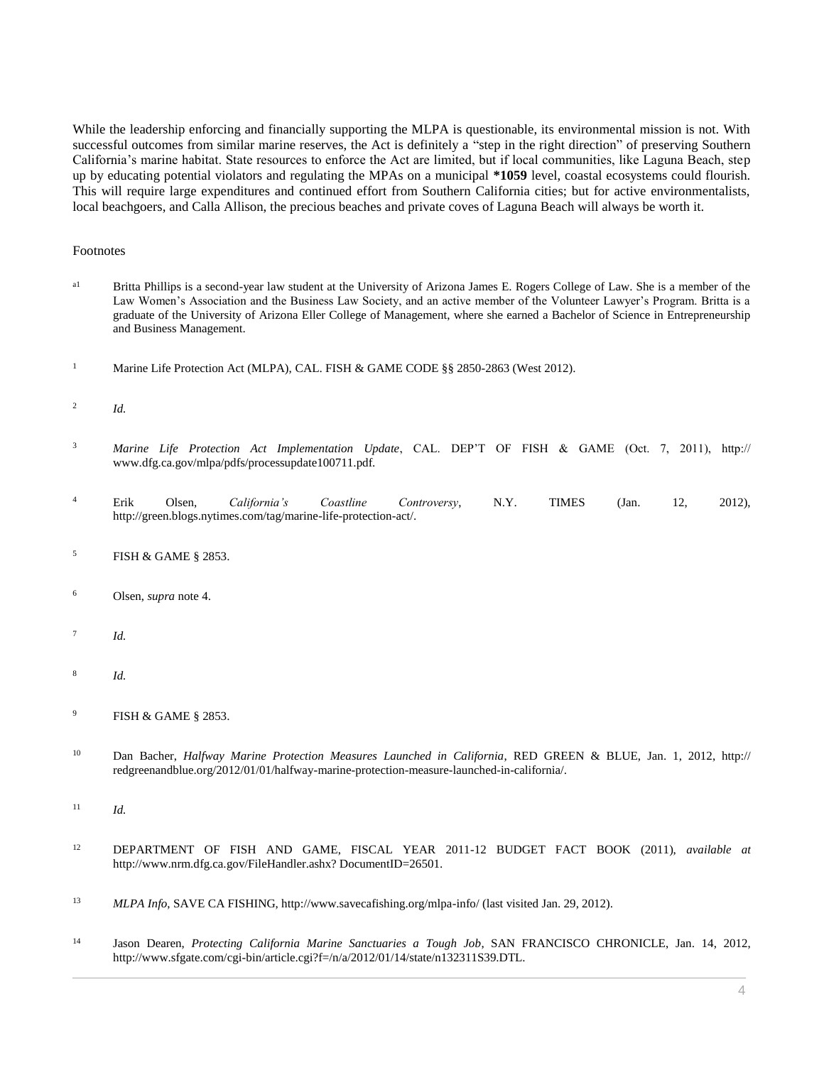While the leadership enforcing and financially supporting the MLPA is questionable, its environmental mission is not. With successful outcomes from similar marine reserves, the Act is definitely a "step in the right direction" of preserving Southern California's marine habitat. State resources to enforce the Act are limited, but if local communities, like Laguna Beach, step up by educating potential violators and regulating the MPAs on a municipal **\*1059** level, coastal ecosystems could flourish. This will require large expenditures and continued effort from Southern California cities; but for active environmentalists, local beachgoers, and Calla Allison, the precious beaches and private coves of Laguna Beach will always be worth it.

Footnotes

[a1] Britta Phillips is a second-year law student at the University of Arizona James E. Rogers College of Law. She is a member of the Law Women's Association and the Business Law Society, and an active member of the Volunteer Lawyer's Program. Britta is a graduate of the University of Arizona Eller College of Management, where she earned a Bachelor of Science in Entrepreneurship and Business Management.

[1] Marine Life Protection Act (MLPA), CAL. FISH & GAME CODE §§ 2850-2863 (West 2012).

[2] *Id.*

[3] *Marine Life Protection Act Implementation Update*, CAL. DEP'T OF FISH & GAME (Oct. 7, 2011), http:// www.dfg.ca.gov/mlpa/pdfs/processupdate100711.pdf.

[4] Erik Olsen, *California's Coastline Controversy*, N.Y. TIMES (Jan. 12, 2012), http://green.blogs.nytimes.com/tag/marine-life-protection-act/.

[5] FISH & GAME § 2853.

[6] Olsen, *supra* note 4.

[7] *Id.*

[8] *Id.*

[9] FISH & GAME § 2853.

[10] Dan Bacher, *Halfway Marine Protection Measures Launched in California*, RED GREEN & BLUE, Jan. 1, 2012, http:// redgreenandblue.org/2012/01/01/halfway-marine-protection-measure-launched-in-california/.

[11] *Id.*

[12] DEPARTMENT OF FISH AND GAME, FISCAL YEAR 2011-12 BUDGET FACT BOOK (2011), *available at* http://www.nrm.dfg.ca.gov/FileHandler.ashx? DocumentID=26501.

[13] *MLPA Info*, SAVE CA FISHING, http://www.savecafishing.org/mlpa-info/ (last visited Jan. 29, 2012).

[14] Jason Dearen, *Protecting California Marine Sanctuaries a Tough Job*, SAN FRANCISCO CHRONICLE, Jan. 14, 2012, http://www.sfgate.com/cgi-bin/article.cgi?f=/n/a/2012/01/14/state/n132311S39.DTL.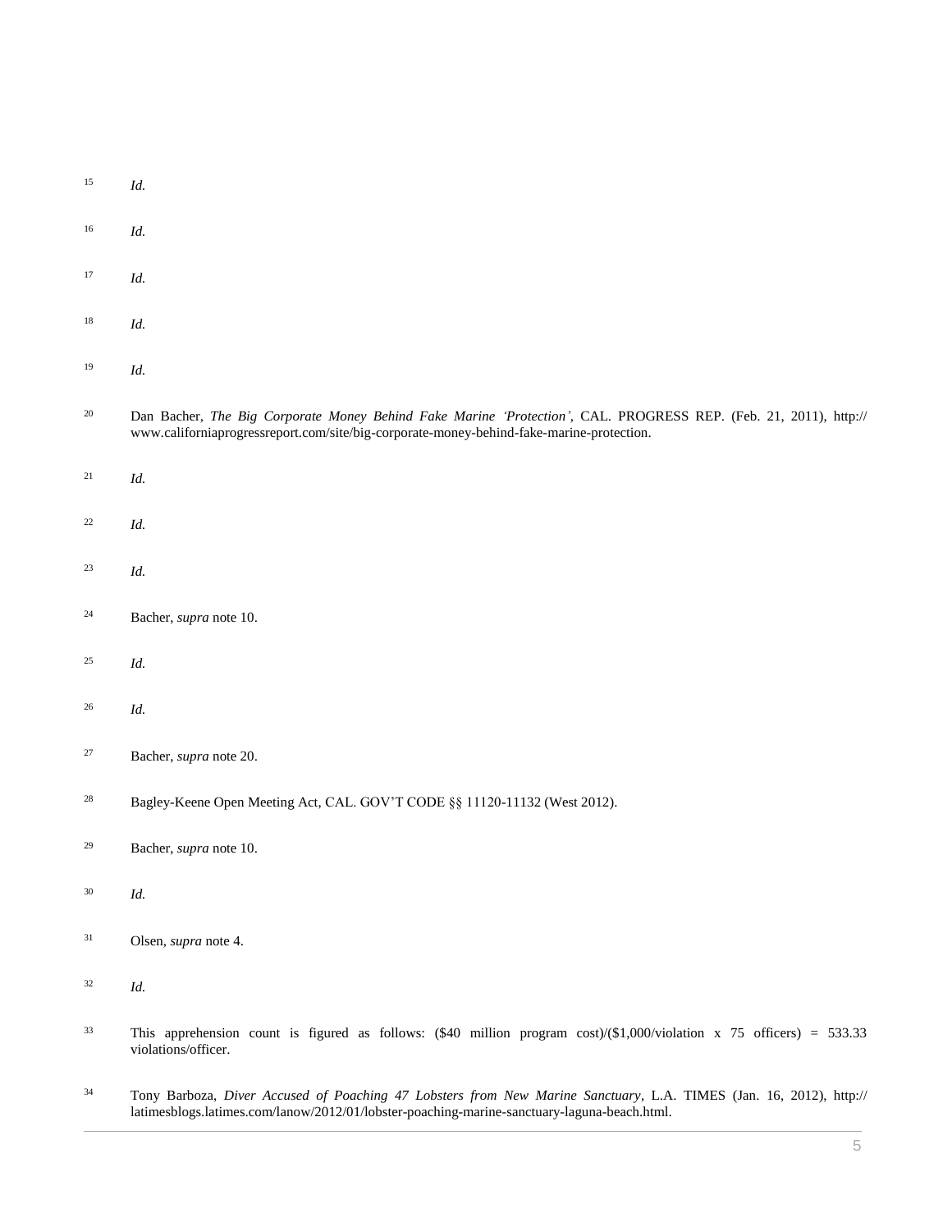[15] *Id.*

[16] *Id.*

[17] *Id.*

[18] *Id.*

[19] *Id.*

[20] Dan Bacher, *The Big Corporate Money Behind Fake Marine 'Protection'*, CAL. PROGRESS REP. (Feb. 21, 2011), http:// www.californiaprogressreport.com/site/big-corporate-money-behind-fake-marine-protection.

[21] *Id.*

[22] *Id.*

[23] *Id.*

[24] Bacher, *supra* note 10.

[25] *Id.*

[26] *Id.*

[27] Bacher, *supra* note 20.

[28] Bagley-Keene Open Meeting Act, CAL. GOV'T CODE §§ 11120-11132 (West 2012).

[29] Bacher, *supra* note 10.

[30] *Id.*

[31] Olsen, *supra* note 4.

[32] *Id.*

[33] This apprehension count is figured as follows: ($40 million program cost)/($1,000/violation x 75 officers) = 533.33 violations/officer.

[34] Tony Barboza, *Diver Accused of Poaching 47 Lobsters from New Marine Sanctuary*, L.A. TIMES (Jan. 16, 2012), http:// latimesblogs.latimes.com/lanow/2012/01/lobster-poaching-marine-sanctuary-laguna-beach.html.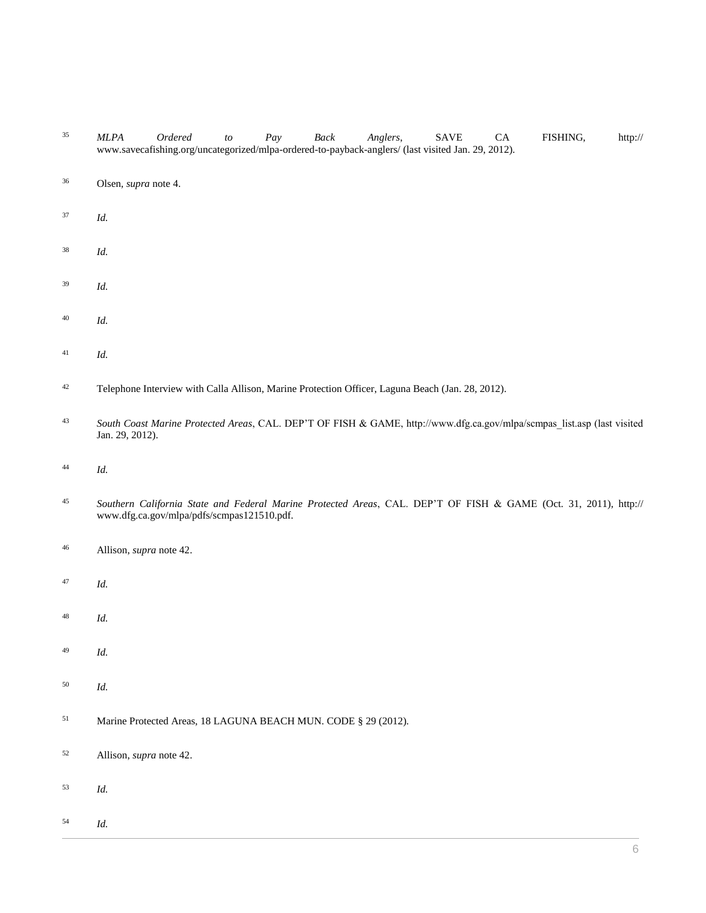[35] *MLPA Ordered to Pay Back Anglers*, SAVE CA FISHING, http:// www.savecafishing.org/uncategorized/mlpa-ordered-to-payback-anglers/ (last visited Jan. 29, 2012).

[36] Olsen, *supra* note 4.

[37] *Id.*

[38] *Id.*

[39] *Id.*

[40] *Id.*

[41] *Id.*

[42] Telephone Interview with Calla Allison, Marine Protection Officer, Laguna Beach (Jan. 28, 2012).

[43] *South Coast Marine Protected Areas*, CAL. DEP'T OF FISH & GAME, http://www.dfg.ca.gov/mlpa/scmpas_list.asp (last visited Jan. 29, 2012).

[44] *Id.*

[45] *Southern California State and Federal Marine Protected Areas*, CAL. DEP'T OF FISH & GAME (Oct. 31, 2011), http:// www.dfg.ca.gov/mlpa/pdfs/scmpas121510.pdf.

[46] Allison, *supra* note 42.

[47] *Id.*

[48] *Id.*

[49] *Id.*

[50] *Id.*

[51] Marine Protected Areas, 18 LAGUNA BEACH MUN. CODE § 29 (2012).

[52] Allison, *supra* note 42.

[53] *Id.*

[54] *Id.*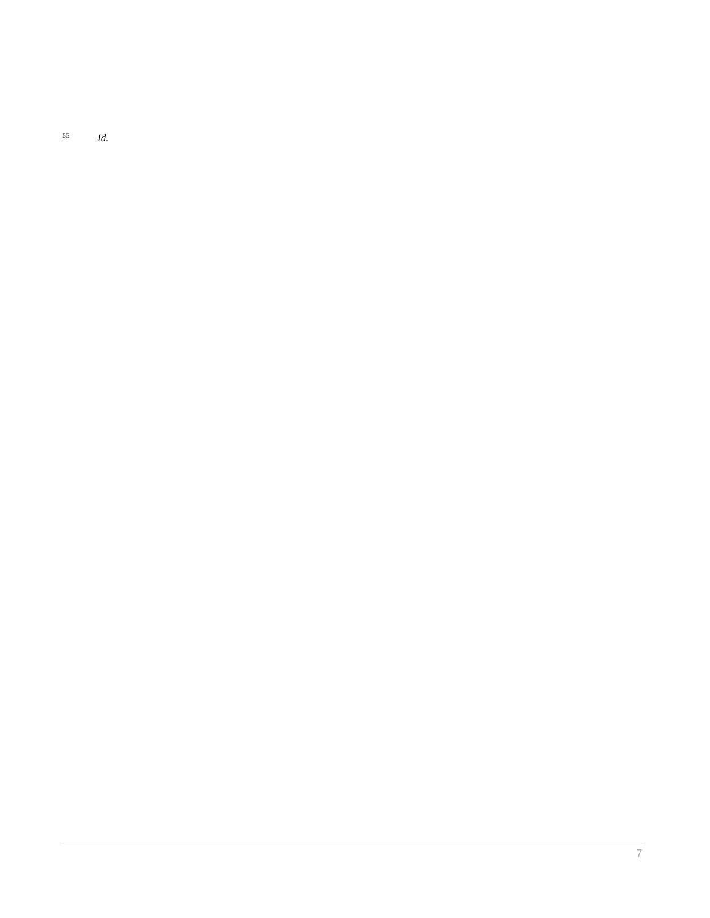[55] *Id.*